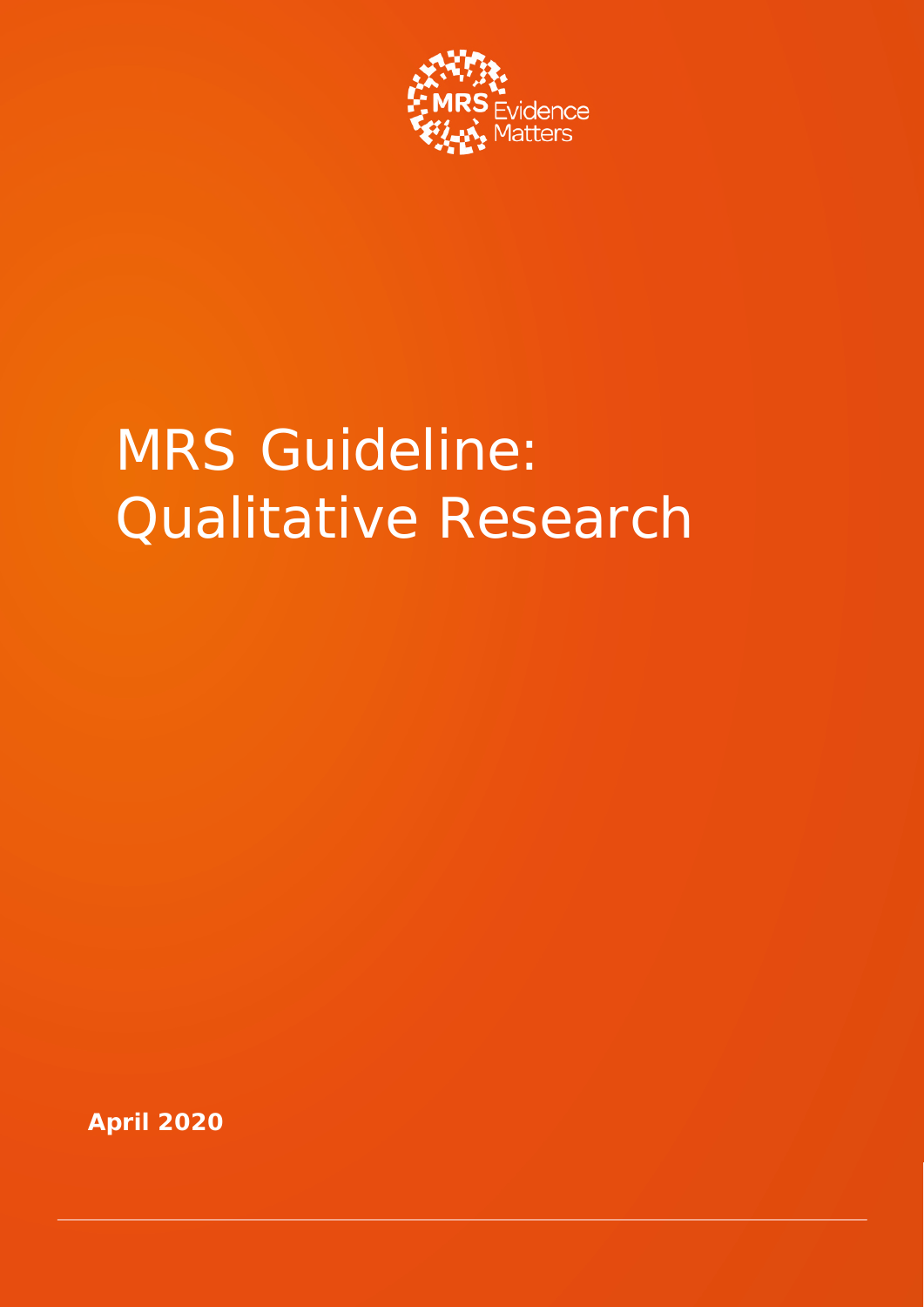MRS Evidence Matters

# MRS Guideline: Qualitative Research

**April 2020**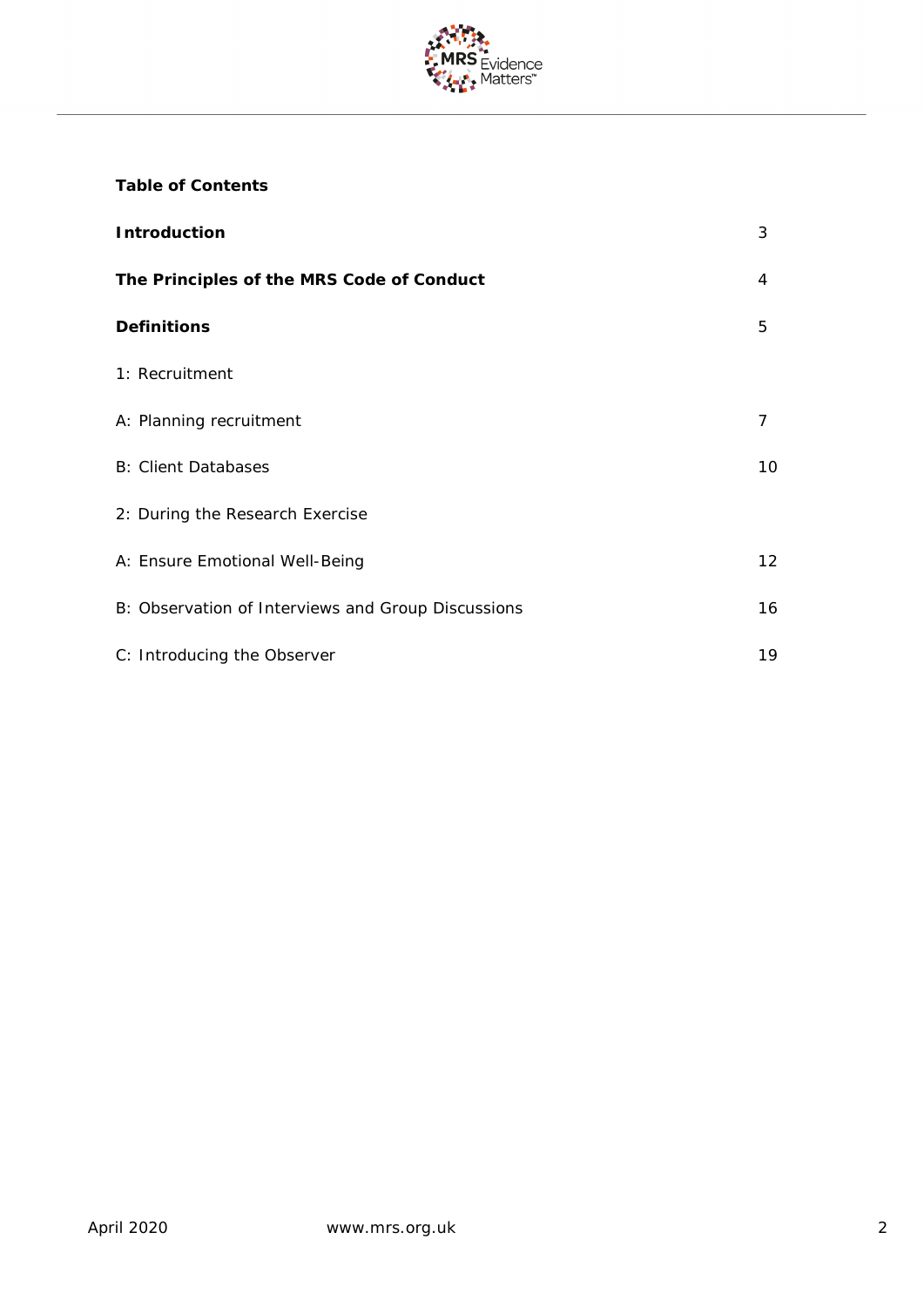**Table of Contents**

| | |
|---|---|
| **Introduction** | 3 |
| **The Principles of the MRS Code of Conduct** | 4 |
| **Definitions** | 5 |
| 1: Recruitment | |
| A: Planning recruitment | 7 |
| B: Client Databases | 10 |
| 2: During the Research Exercise | |
| A: Ensure Emotional Well-Being | 12 |
| B: Observation of Interviews and Group Discussions | 16 |
| C: Introducing the Observer | 19 |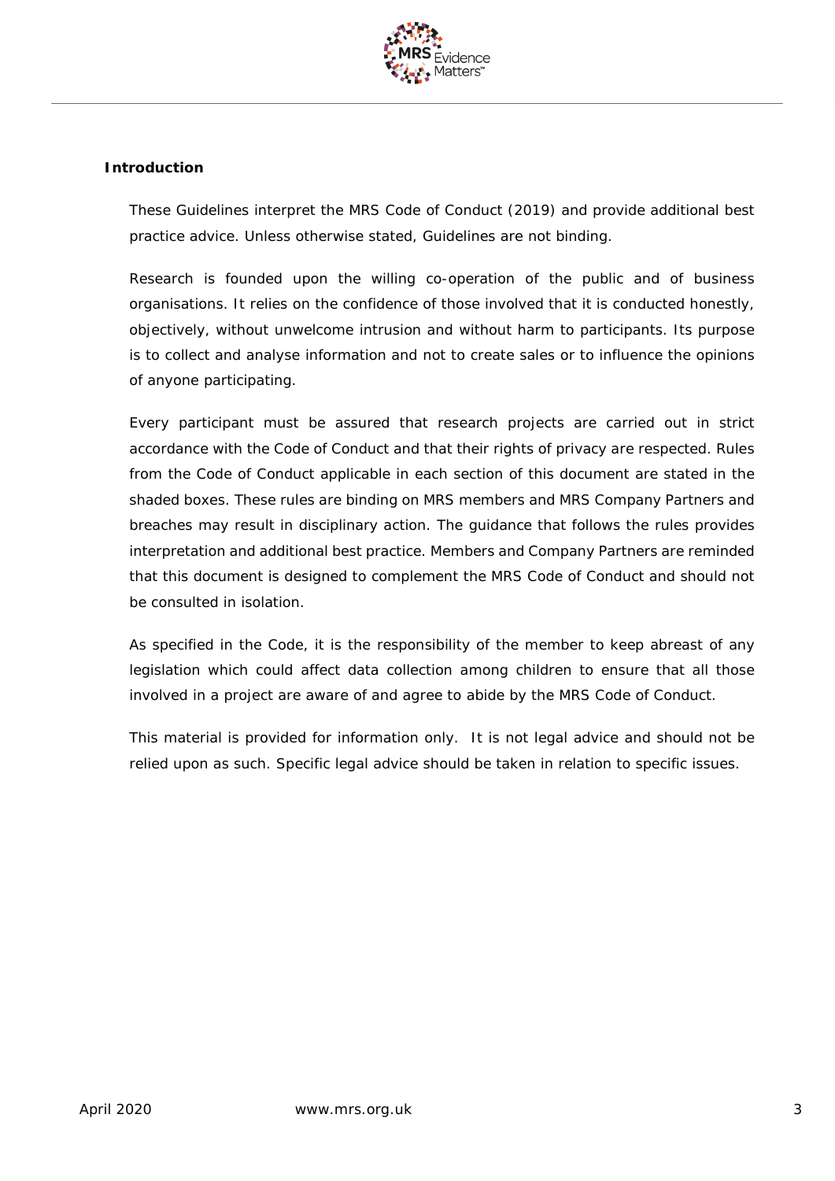## Introduction

These Guidelines interpret the MRS Code of Conduct (2019) and provide additional best practice advice. Unless otherwise stated, Guidelines are not binding.

Research is founded upon the willing co-operation of the public and of business organisations. It relies on the confidence of those involved that it is conducted honestly, objectively, without unwelcome intrusion and without harm to participants. Its purpose is to collect and analyse information and not to create sales or to influence the opinions of anyone participating.

Every participant must be assured that research projects are carried out in strict accordance with the Code of Conduct and that their rights of privacy are respected. Rules from the Code of Conduct applicable in each section of this document are stated in the shaded boxes. These rules are binding on MRS members and MRS Company Partners and breaches may result in disciplinary action. The guidance that follows the rules provides interpretation and additional best practice. Members and Company Partners are reminded that this document is designed to complement the MRS Code of Conduct and should not be consulted in isolation.

As specified in the Code, it is the responsibility of the member to keep abreast of any legislation which could affect data collection among children to ensure that all those involved in a project are aware of and agree to abide by the MRS Code of Conduct.

This material is provided for information only. It is not legal advice and should not be relied upon as such. Specific legal advice should be taken in relation to specific issues.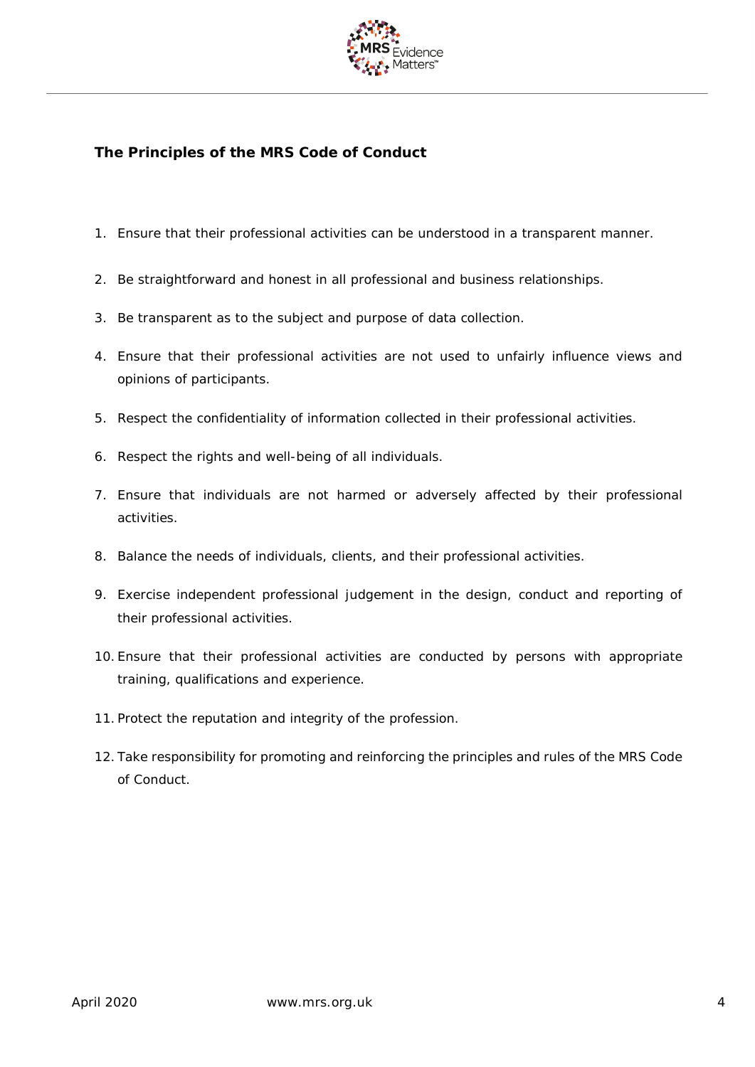## The Principles of the MRS Code of Conduct

1. Ensure that their professional activities can be understood in a transparent manner.
2. Be straightforward and honest in all professional and business relationships.
3. Be transparent as to the subject and purpose of data collection.
4. Ensure that their professional activities are not used to unfairly influence views and opinions of participants.
5. Respect the confidentiality of information collected in their professional activities.
6. Respect the rights and well-being of all individuals.
7. Ensure that individuals are not harmed or adversely affected by their professional activities.
8. Balance the needs of individuals, clients, and their professional activities.
9. Exercise independent professional judgement in the design, conduct and reporting of their professional activities.
10. Ensure that their professional activities are conducted by persons with appropriate training, qualifications and experience.
11. Protect the reputation and integrity of the profession.
12. Take responsibility for promoting and reinforcing the principles and rules of the MRS Code of Conduct.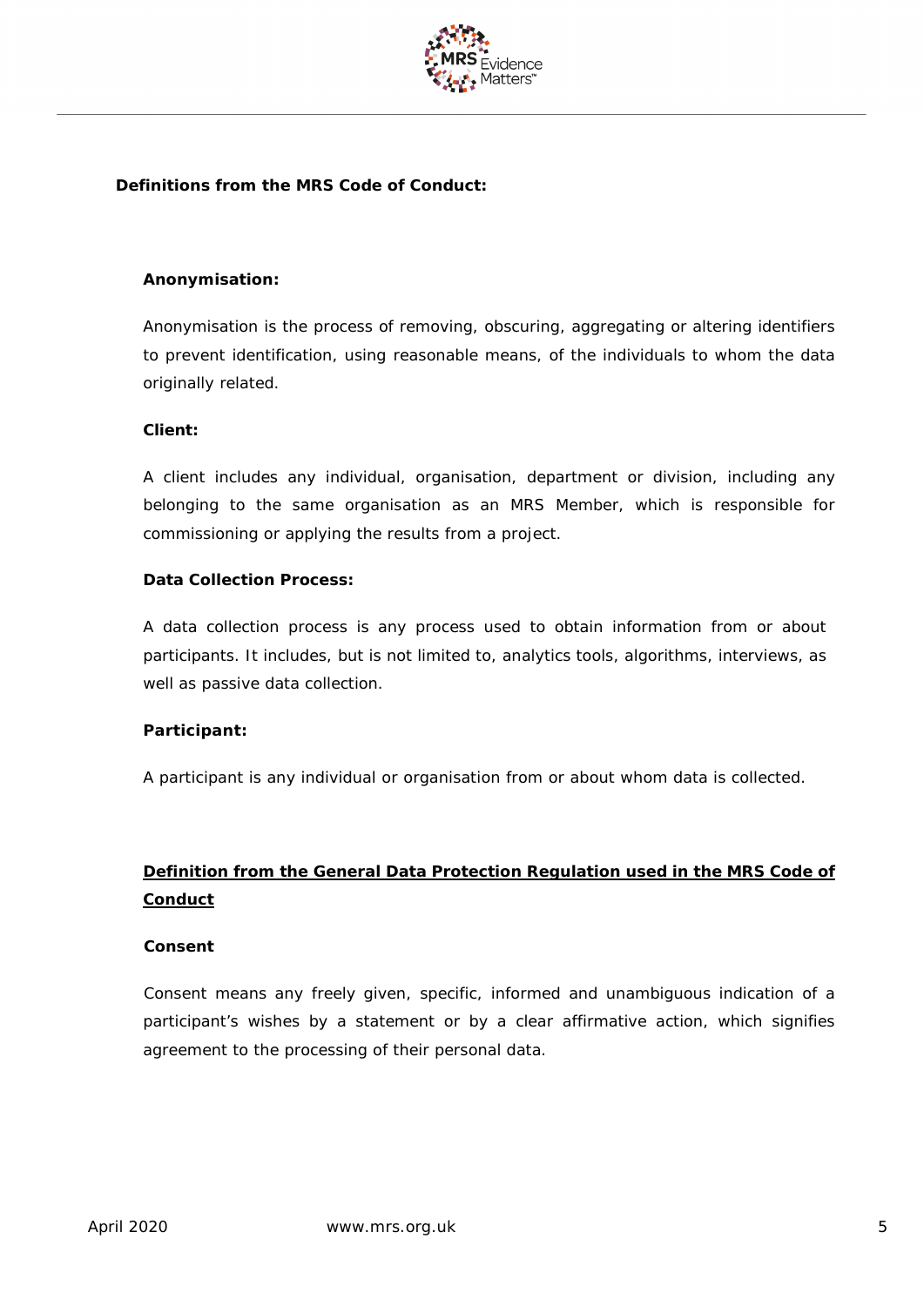## Definitions from the MRS Code of Conduct:

### Anonymisation:

Anonymisation is the process of removing, obscuring, aggregating or altering identifiers to prevent identification, using reasonable means, of the individuals to whom the data originally related.

### Client:

A client includes any individual, organisation, department or division, including any belonging to the same organisation as an MRS Member, which is responsible for commissioning or applying the results from a project.

### Data Collection Process:

A data collection process is any process used to obtain information from or about participants. It includes, but is not limited to, analytics tools, algorithms, interviews, as well as passive data collection.

### Participant:

A participant is any individual or organisation from or about whom data is collected.

## Definition from the General Data Protection Regulation used in the MRS Code of Conduct

### Consent

Consent means any freely given, specific, informed and unambiguous indication of a participant's wishes by a statement or by a clear affirmative action, which signifies agreement to the processing of their personal data.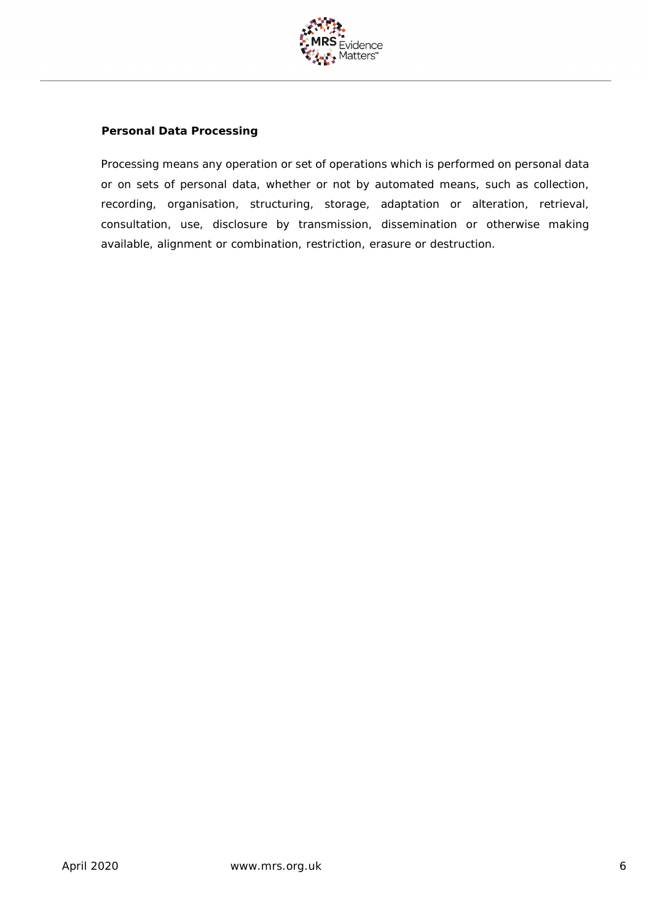**Personal Data Processing**

Processing means any operation or set of operations which is performed on personal data or on sets of personal data, whether or not by automated means, such as collection, recording, organisation, structuring, storage, adaptation or alteration, retrieval, consultation, use, disclosure by transmission, dissemination or otherwise making available, alignment or combination, restriction, erasure or destruction.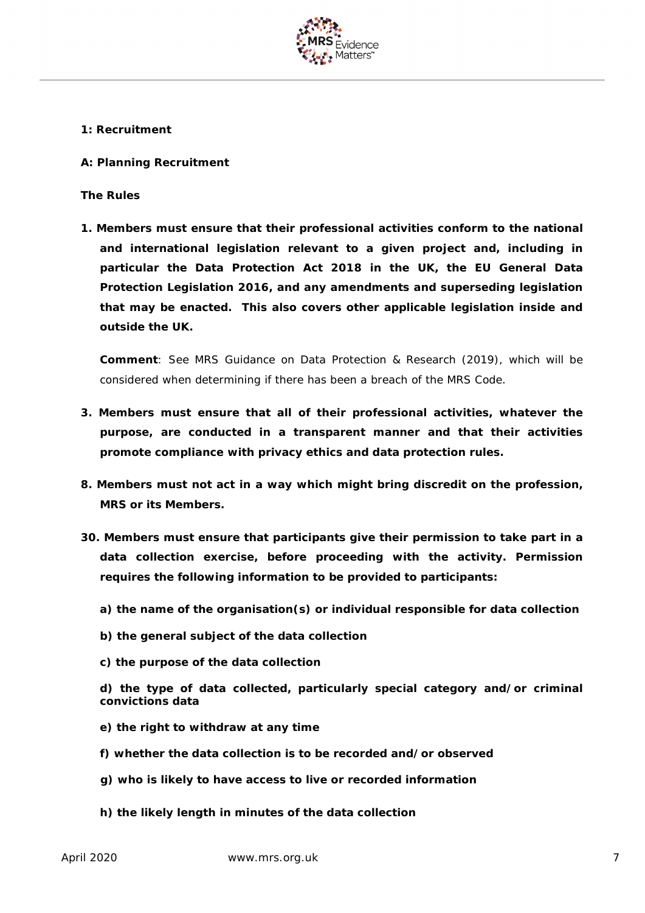**1: Recruitment**

**A: Planning Recruitment**

**The Rules**

1. **Members must ensure that their professional activities conform to the national and international legislation relevant to a given project and, including in particular the Data Protection Act 2018 in the UK, the EU General Data Protection Legislation 2016, and any amendments and superseding legislation that may be enacted. This also covers other applicable legislation inside and outside the UK.**

   **Comment**: See MRS Guidance on Data Protection & Research (2019), which will be considered when determining if there has been a breach of the MRS Code.

3. **Members must ensure that all of their professional activities, whatever the purpose, are conducted in a transparent manner and that their activities promote compliance with privacy ethics and data protection rules.**

8. **Members must not act in a way which might bring discredit on the profession, MRS or its Members.**

30. **Members must ensure that participants give their permission to take part in a data collection exercise, before proceeding with the activity. Permission requires the following information to be provided to participants:**

    **a) the name of the organisation(s) or individual responsible for data collection**

    **b) the general subject of the data collection**

    **c) the purpose of the data collection**

    **d) the type of data collected, particularly special category and/or criminal convictions data**

    **e) the right to withdraw at any time**

    **f) whether the data collection is to be recorded and/or observed**

    **g) who is likely to have access to live or recorded information**

    **h) the likely length in minutes of the data collection**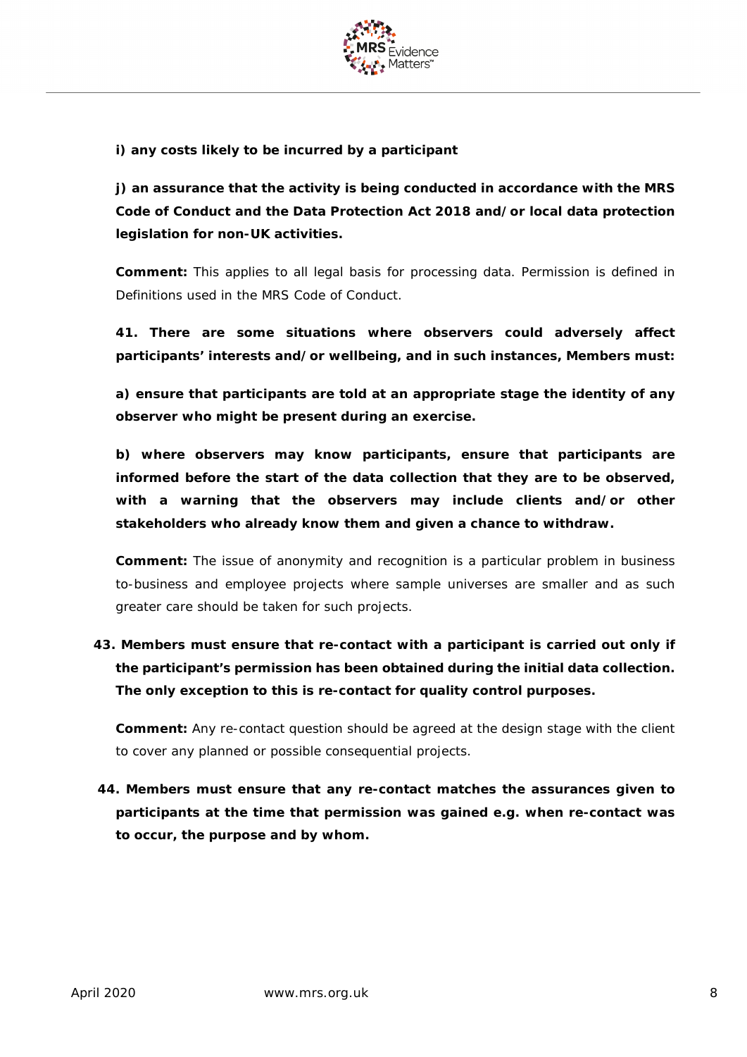**i) any costs likely to be incurred by a participant**

**j) an assurance that the activity is being conducted in accordance with the MRS Code of Conduct and the Data Protection Act 2018 and/or local data protection legislation for non-UK activities.**

**Comment:** This applies to all legal basis for processing data. Permission is defined in Definitions used in the MRS Code of Conduct.

**41. There are some situations where observers could adversely affect participants' interests and/or wellbeing, and in such instances, Members must:**

**a) ensure that participants are told at an appropriate stage the identity of any observer who might be present during an exercise.**

**b) where observers may know participants, ensure that participants are informed before the start of the data collection that they are to be observed, with a warning that the observers may include clients and/or other stakeholders who already know them and given a chance to withdraw.**

**Comment:** The issue of anonymity and recognition is a particular problem in business to-business and employee projects where sample universes are smaller and as such greater care should be taken for such projects.

**43. Members must ensure that re-contact with a participant is carried out only if the participant's permission has been obtained during the initial data collection. The only exception to this is re-contact for quality control purposes.**

**Comment:** Any re-contact question should be agreed at the design stage with the client to cover any planned or possible consequential projects.

**44. Members must ensure that any re-contact matches the assurances given to participants at the time that permission was gained e.g. when re-contact was to occur, the purpose and by whom.**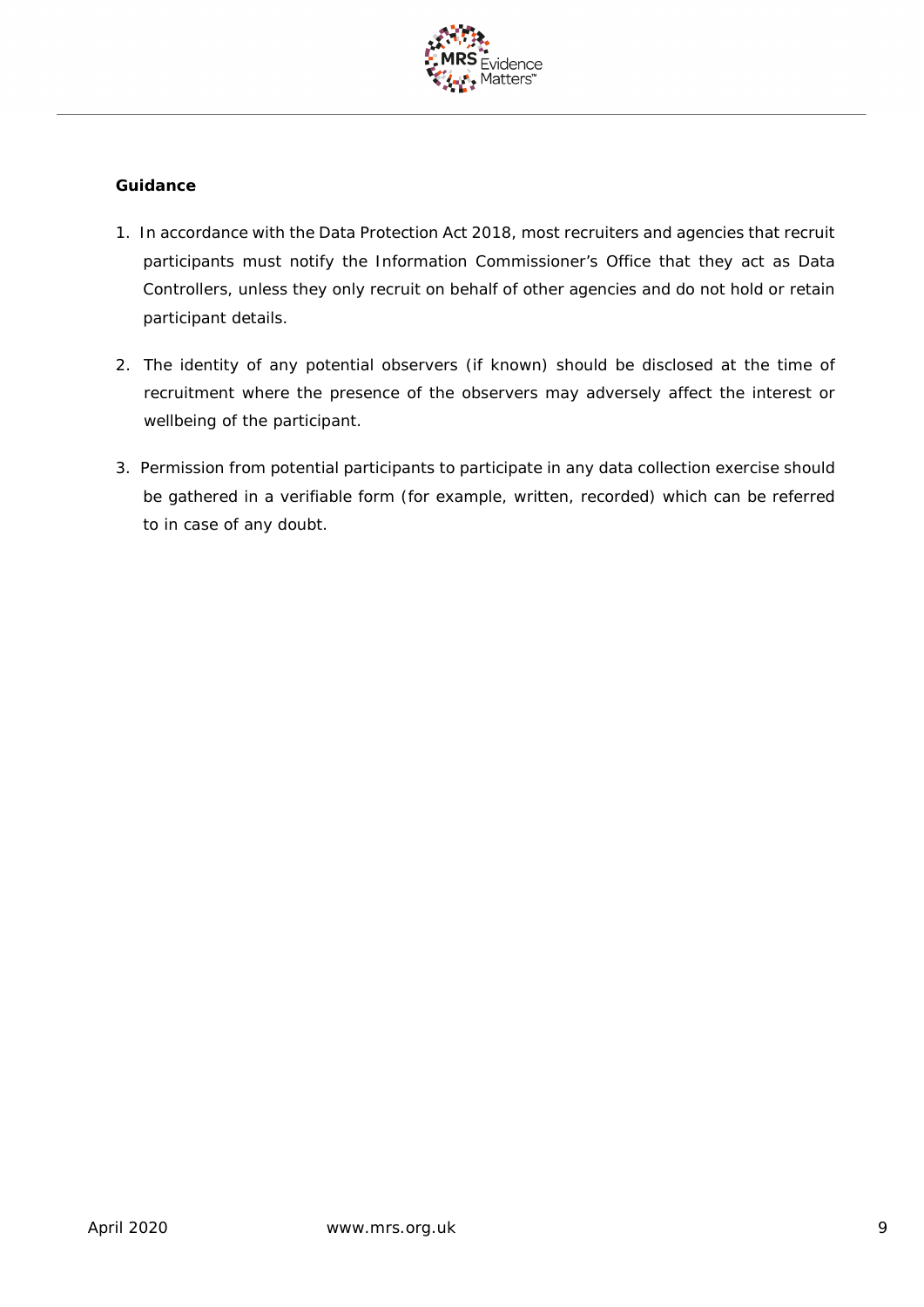**Guidance**

1. In accordance with the Data Protection Act 2018, most recruiters and agencies that recruit participants must notify the Information Commissioner's Office that they act as Data Controllers, unless they only recruit on behalf of other agencies and do not hold or retain participant details.

2. The identity of any potential observers (if known) should be disclosed at the time of recruitment where the presence of the observers may adversely affect the interest or wellbeing of the participant.

3. Permission from potential participants to participate in any data collection exercise should be gathered in a verifiable form (for example, written, recorded) which can be referred to in case of any doubt.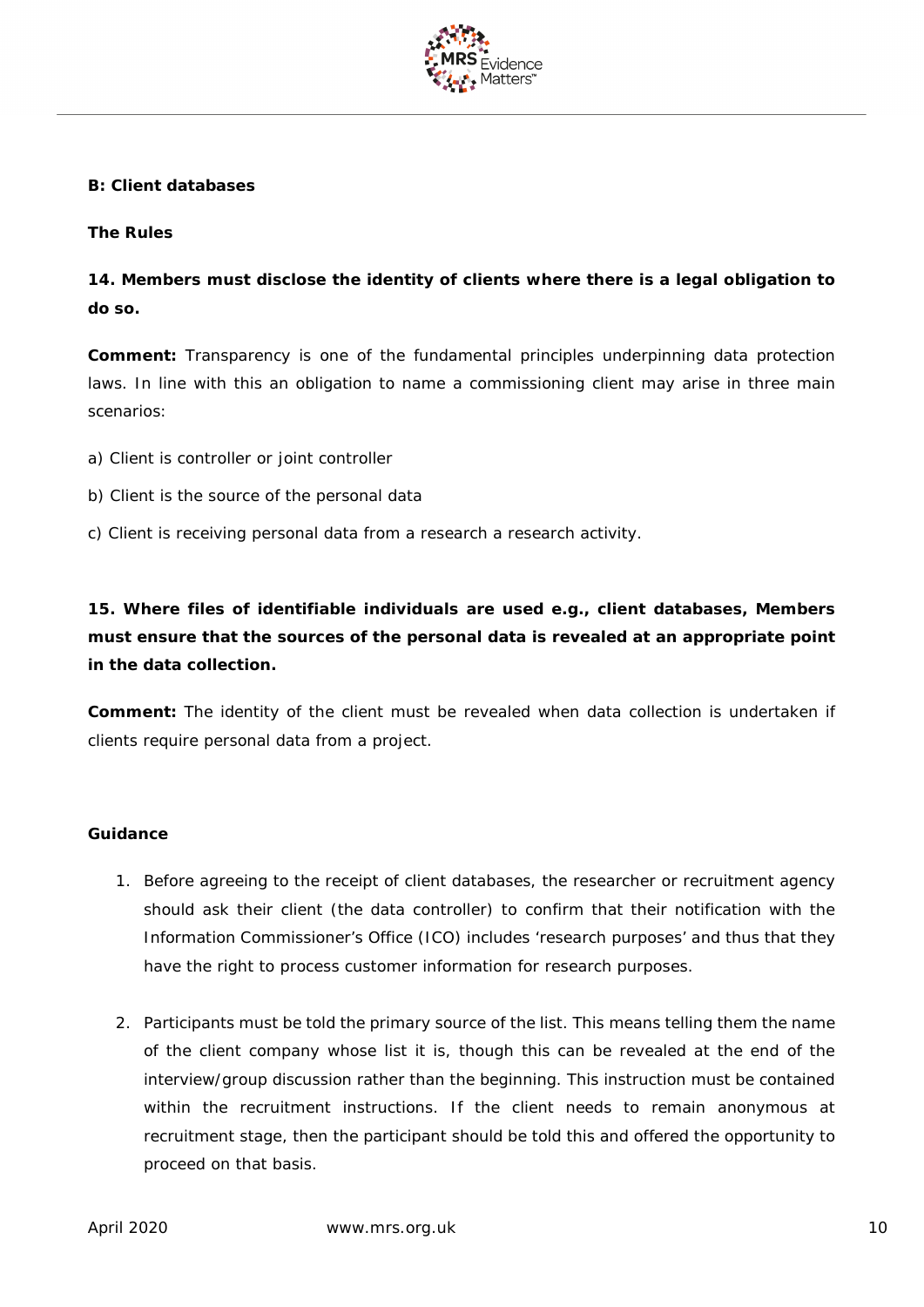**B: Client databases**

**The Rules**

**14. Members must disclose the identity of clients where there is a legal obligation to do so.**

**Comment:** Transparency is one of the fundamental principles underpinning data protection laws. In line with this an obligation to name a commissioning client may arise in three main scenarios:

a) Client is controller or joint controller

b) Client is the source of the personal data

c) Client is receiving personal data from a research a research activity.

**15. Where files of identifiable individuals are used e.g., client databases, Members must ensure that the sources of the personal data is revealed at an appropriate point in the data collection.**

**Comment:** The identity of the client must be revealed when data collection is undertaken if clients require personal data from a project.

**Guidance**

1. Before agreeing to the receipt of client databases, the researcher or recruitment agency should ask their client (the data controller) to confirm that their notification with the Information Commissioner's Office (ICO) includes 'research purposes' and thus that they have the right to process customer information for research purposes.

2. Participants must be told the primary source of the list. This means telling them the name of the client company whose list it is, though this can be revealed at the end of the interview/group discussion rather than the beginning. This instruction must be contained within the recruitment instructions. If the client needs to remain anonymous at recruitment stage, then the participant should be told this and offered the opportunity to proceed on that basis.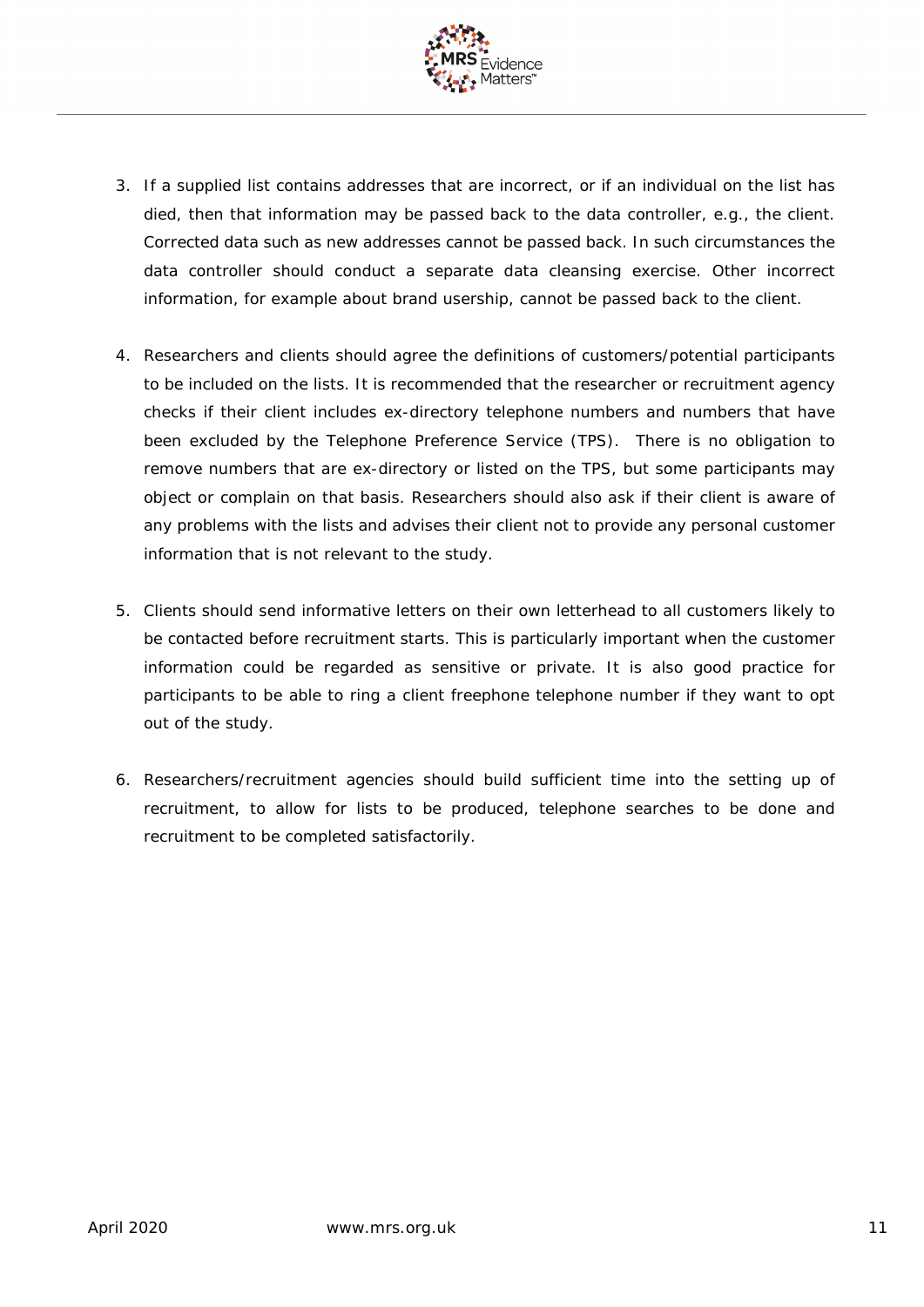3. If a supplied list contains addresses that are incorrect, or if an individual on the list has died, then that information may be passed back to the data controller, e.g., the client. Corrected data such as new addresses cannot be passed back. In such circumstances the data controller should conduct a separate data cleansing exercise. Other incorrect information, for example about brand usership, cannot be passed back to the client.

4. Researchers and clients should agree the definitions of customers/potential participants to be included on the lists. It is recommended that the researcher or recruitment agency checks if their client includes ex-directory telephone numbers and numbers that have been excluded by the Telephone Preference Service (TPS). There is no obligation to remove numbers that are ex-directory or listed on the TPS, but some participants may object or complain on that basis. Researchers should also ask if their client is aware of any problems with the lists and advises their client not to provide any personal customer information that is not relevant to the study.

5. Clients should send informative letters on their own letterhead to all customers likely to be contacted before recruitment starts. This is particularly important when the customer information could be regarded as sensitive or private. It is also good practice for participants to be able to ring a client freephone telephone number if they want to opt out of the study.

6. Researchers/recruitment agencies should build sufficient time into the setting up of recruitment, to allow for lists to be produced, telephone searches to be done and recruitment to be completed satisfactorily.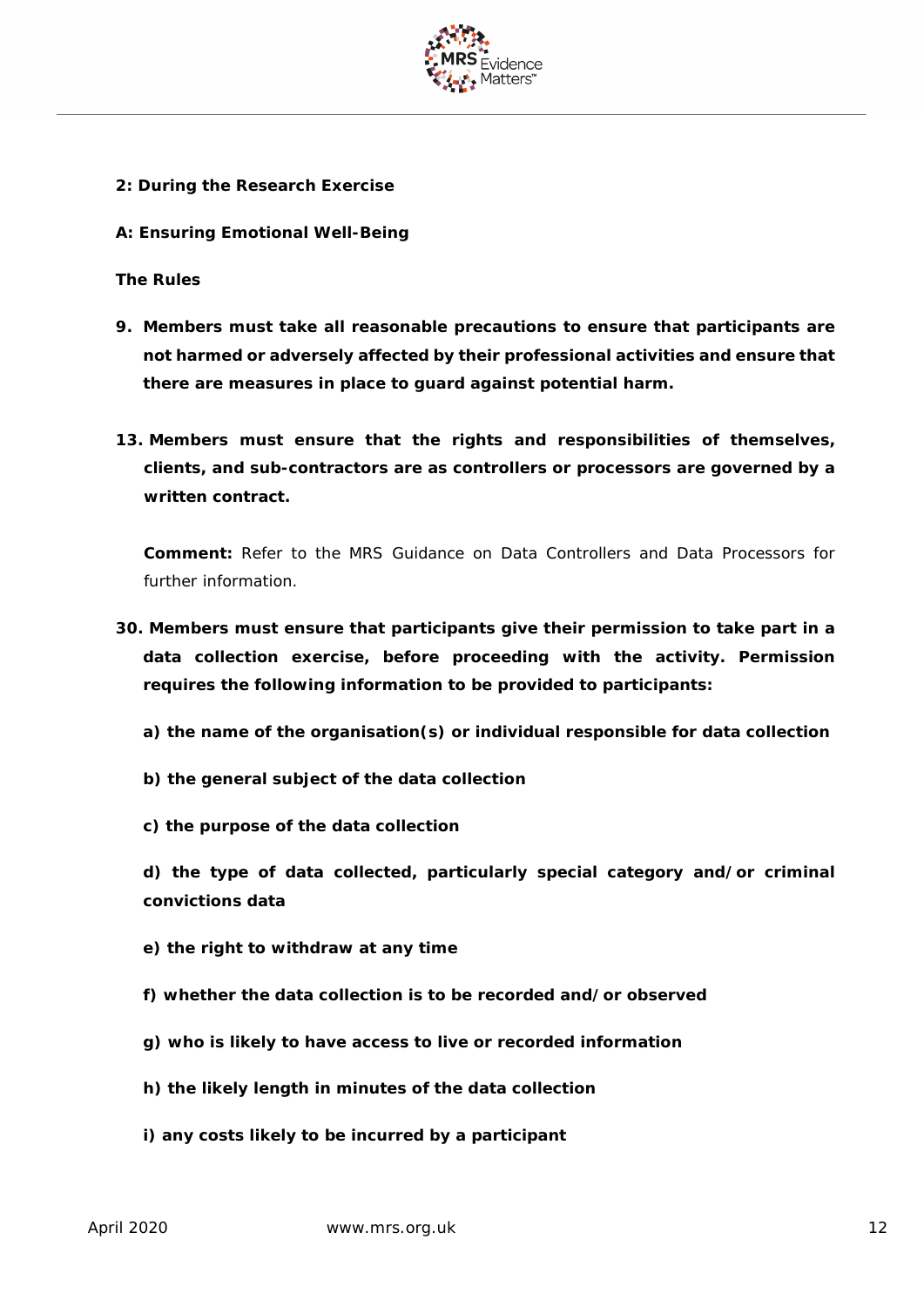**2: During the Research Exercise**

**A: Ensuring Emotional Well-Being**

**The Rules**

9. **Members must take all reasonable precautions to ensure that participants are not harmed or adversely affected by their professional activities and ensure that there are measures in place to guard against potential harm.**

13. **Members must ensure that the rights and responsibilities of themselves, clients, and sub-contractors are as controllers or processors are governed by a written contract.**

    **Comment:** Refer to the MRS Guidance on Data Controllers and Data Processors for further information.

30. **Members must ensure that participants give their permission to take part in a data collection exercise, before proceeding with the activity. Permission requires the following information to be provided to participants:**

    **a) the name of the organisation(s) or individual responsible for data collection**

    **b) the general subject of the data collection**

    **c) the purpose of the data collection**

    **d) the type of data collected, particularly special category and/or criminal convictions data**

    **e) the right to withdraw at any time**

    **f) whether the data collection is to be recorded and/or observed**

    **g) who is likely to have access to live or recorded information**

    **h) the likely length in minutes of the data collection**

    **i) any costs likely to be incurred by a participant**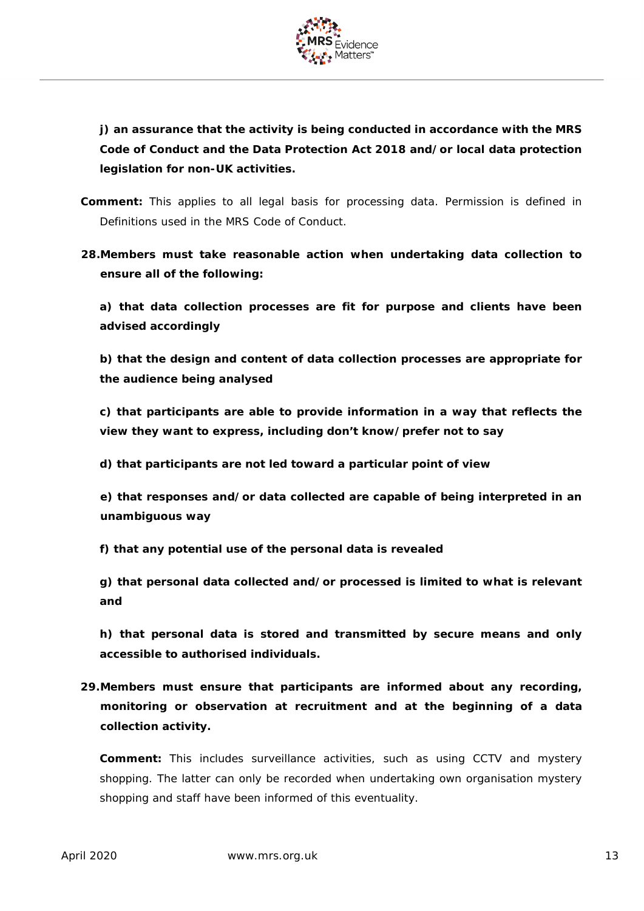**j) an assurance that the activity is being conducted in accordance with the MRS Code of Conduct and the Data Protection Act 2018 and/or local data protection legislation for non-UK activities.**

**Comment:** This applies to all legal basis for processing data. Permission is defined in Definitions used in the MRS Code of Conduct.

**28. Members must take reasonable action when undertaking data collection to ensure all of the following:**

**a) that data collection processes are fit for purpose and clients have been advised accordingly**

**b) that the design and content of data collection processes are appropriate for the audience being analysed**

**c) that participants are able to provide information in a way that reflects the view they want to express, including don't know/prefer not to say**

**d) that participants are not led toward a particular point of view**

**e) that responses and/or data collected are capable of being interpreted in an unambiguous way**

**f) that any potential use of the personal data is revealed**

**g) that personal data collected and/or processed is limited to what is relevant and**

**h) that personal data is stored and transmitted by secure means and only accessible to authorised individuals.**

**29. Members must ensure that participants are informed about any recording, monitoring or observation at recruitment and at the beginning of a data collection activity.**

**Comment:** This includes surveillance activities, such as using CCTV and mystery shopping. The latter can only be recorded when undertaking own organisation mystery shopping and staff have been informed of this eventuality.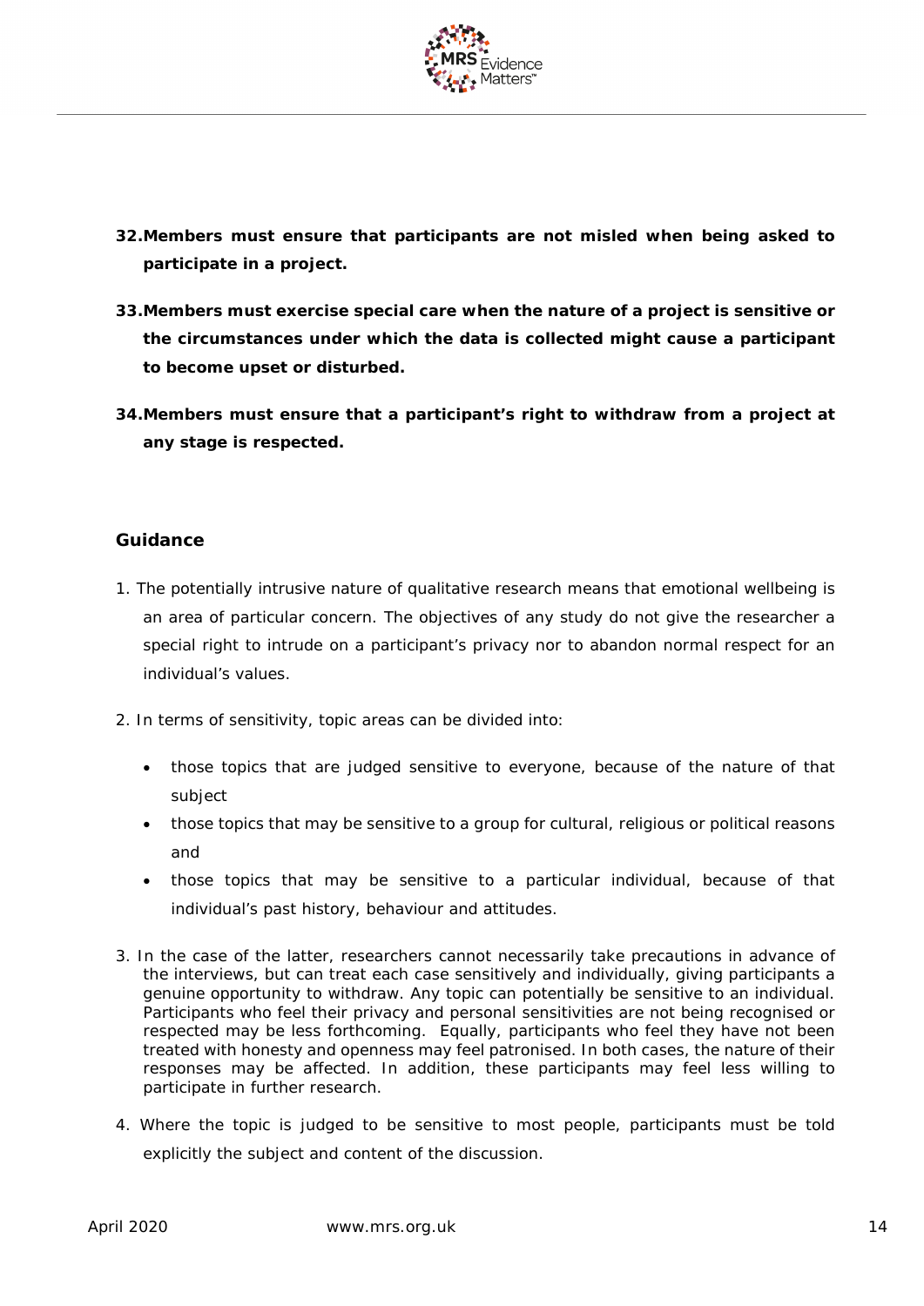**32. Members must ensure that participants are not misled when being asked to participate in a project.**

**33. Members must exercise special care when the nature of a project is sensitive or the circumstances under which the data is collected might cause a participant to become upset or disturbed.**

**34. Members must ensure that a participant's right to withdraw from a project at any stage is respected.**

### Guidance

1. The potentially intrusive nature of qualitative research means that emotional wellbeing is an area of particular concern. The objectives of any study do not give the researcher a special right to intrude on a participant's privacy nor to abandon normal respect for an individual's values.

2. In terms of sensitivity, topic areas can be divided into:

    - those topics that are judged sensitive to everyone, because of the nature of that subject
    - those topics that may be sensitive to a group for cultural, religious or political reasons and
    - those topics that may be sensitive to a particular individual, because of that individual's past history, behaviour and attitudes.

3. In the case of the latter, researchers cannot necessarily take precautions in advance of the interviews, but can treat each case sensitively and individually, giving participants a genuine opportunity to withdraw. Any topic can potentially be sensitive to an individual. Participants who feel their privacy and personal sensitivities are not being recognised or respected may be less forthcoming. Equally, participants who feel they have not been treated with honesty and openness may feel patronised. In both cases, the nature of their responses may be affected. In addition, these participants may feel less willing to participate in further research.

4. Where the topic is judged to be sensitive to most people, participants must be told explicitly the subject and content of the discussion.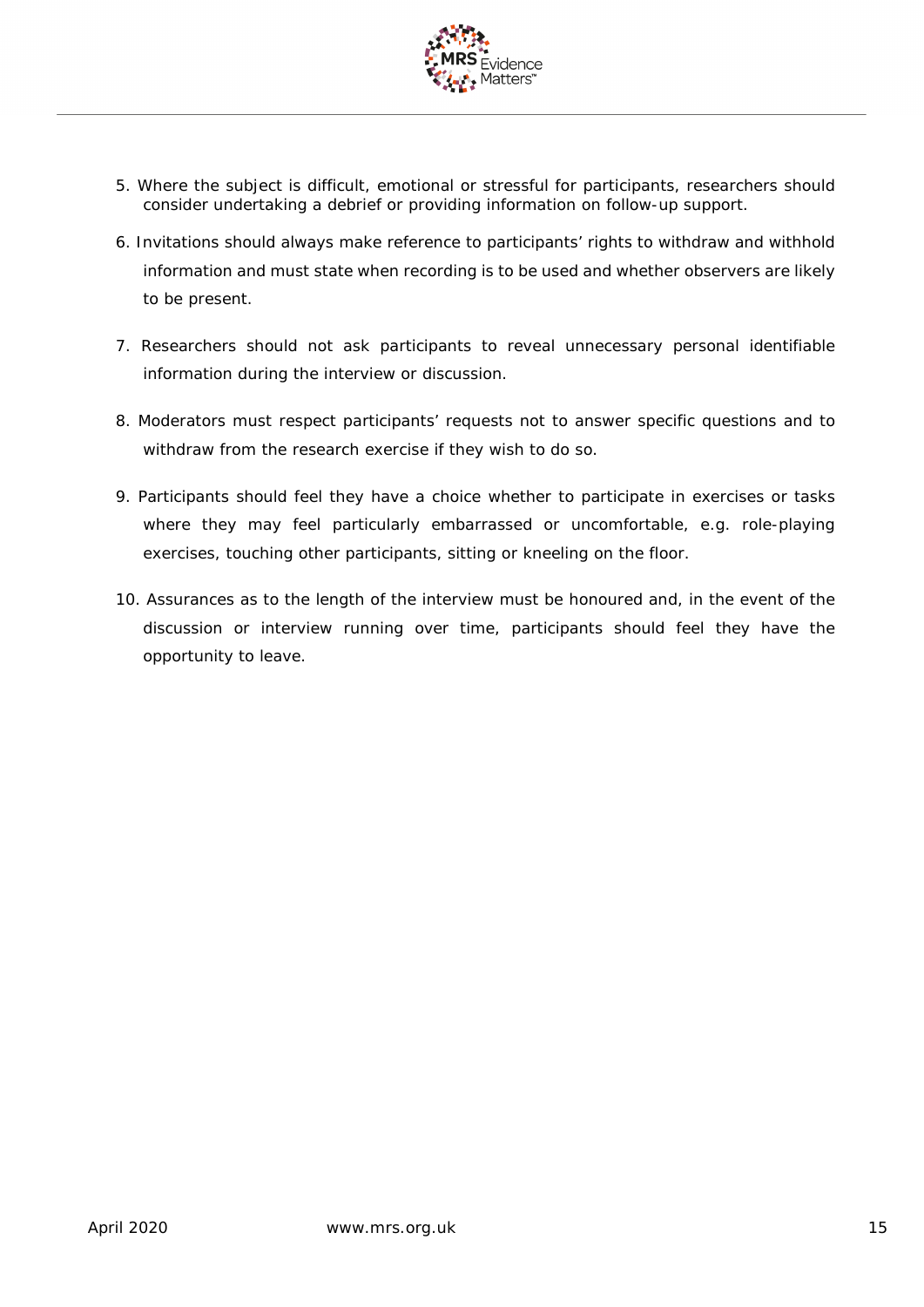5. Where the subject is difficult, emotional or stressful for participants, researchers should consider undertaking a debrief or providing information on follow-up support.
6. Invitations should always make reference to participants' rights to withdraw and withhold information and must state when recording is to be used and whether observers are likely to be present.
7. Researchers should not ask participants to reveal unnecessary personal identifiable information during the interview or discussion.
8. Moderators must respect participants' requests not to answer specific questions and to withdraw from the research exercise if they wish to do so.
9. Participants should feel they have a choice whether to participate in exercises or tasks where they may feel particularly embarrassed or uncomfortable, e.g. role-playing exercises, touching other participants, sitting or kneeling on the floor.
10. Assurances as to the length of the interview must be honoured and, in the event of the discussion or interview running over time, participants should feel they have the opportunity to leave.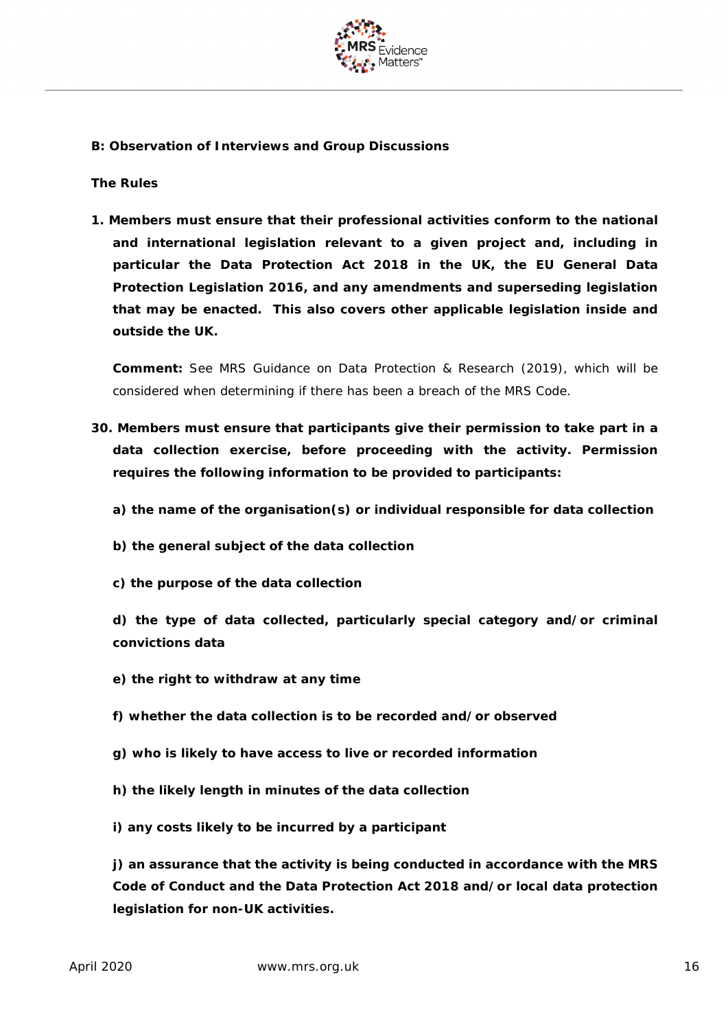**B: Observation of Interviews and Group Discussions**

**The Rules**

1. **Members must ensure that their professional activities conform to the national and international legislation relevant to a given project and, including in particular the Data Protection Act 2018 in the UK, the EU General Data Protection Legislation 2016, and any amendments and superseding legislation that may be enacted. This also covers other applicable legislation inside and outside the UK.**

   **Comment:** See MRS Guidance on Data Protection & Research (2019), which will be considered when determining if there has been a breach of the MRS Code.

30. **Members must ensure that participants give their permission to take part in a data collection exercise, before proceeding with the activity. Permission requires the following information to be provided to participants:**

    **a) the name of the organisation(s) or individual responsible for data collection**

    **b) the general subject of the data collection**

    **c) the purpose of the data collection**

    **d) the type of data collected, particularly special category and/or criminal convictions data**

    **e) the right to withdraw at any time**

    **f) whether the data collection is to be recorded and/or observed**

    **g) who is likely to have access to live or recorded information**

    **h) the likely length in minutes of the data collection**

    **i) any costs likely to be incurred by a participant**

    **j) an assurance that the activity is being conducted in accordance with the MRS Code of Conduct and the Data Protection Act 2018 and/or local data protection legislation for non-UK activities.**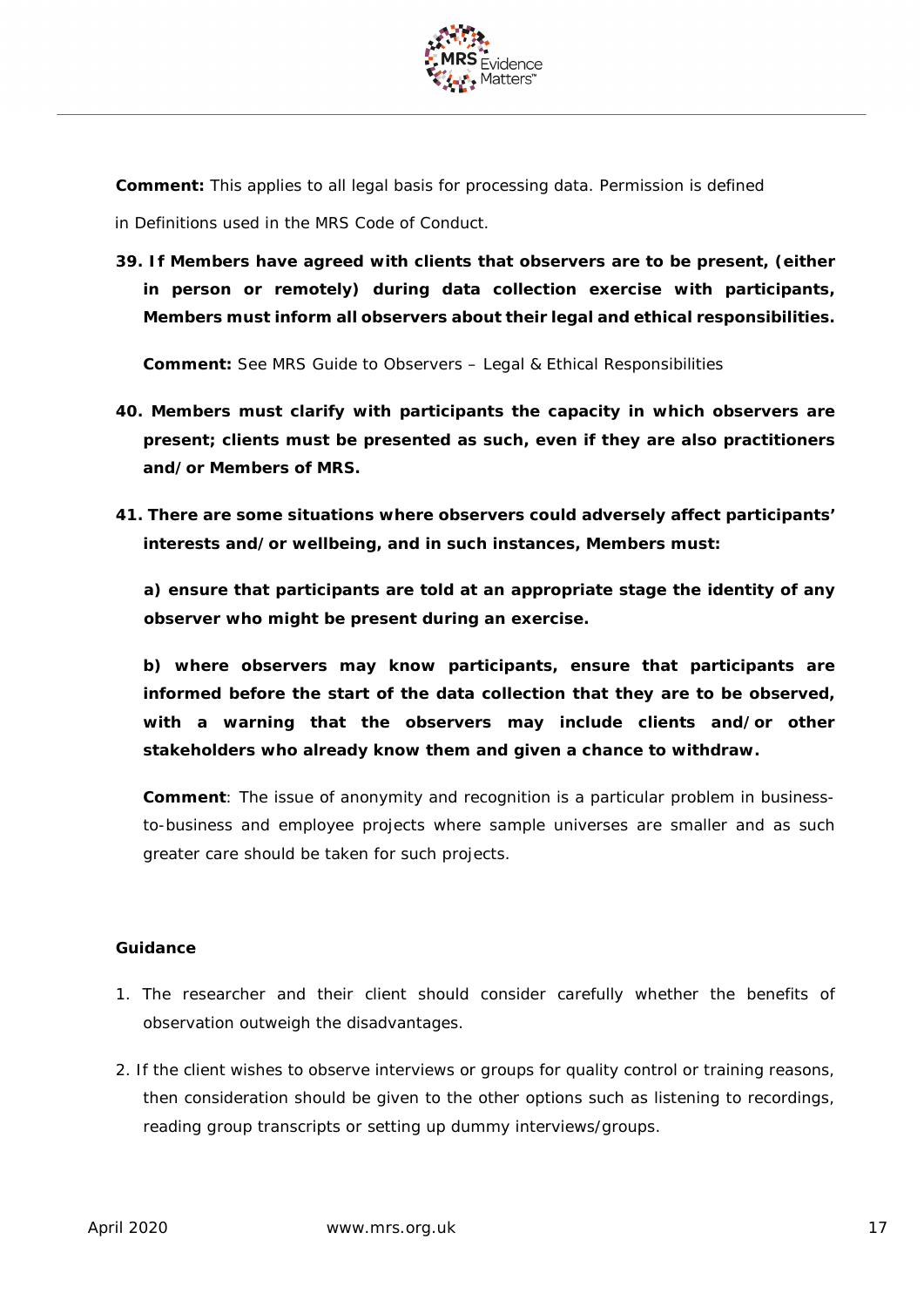**Comment:** This applies to all legal basis for processing data. Permission is defined in Definitions used in the MRS Code of Conduct.

**39. If Members have agreed with clients that observers are to be present, (either in person or remotely) during data collection exercise with participants, Members must inform all observers about their legal and ethical responsibilities.**

**Comment:** See MRS Guide to Observers – Legal & Ethical Responsibilities

**40. Members must clarify with participants the capacity in which observers are present; clients must be presented as such, even if they are also practitioners and/or Members of MRS.**

**41. There are some situations where observers could adversely affect participants' interests and/or wellbeing, and in such instances, Members must:**

**a) ensure that participants are told at an appropriate stage the identity of any observer who might be present during an exercise.**

**b) where observers may know participants, ensure that participants are informed before the start of the data collection that they are to be observed, with a warning that the observers may include clients and/or other stakeholders who already know them and given a chance to withdraw.**

**Comment**: The issue of anonymity and recognition is a particular problem in business-to-business and employee projects where sample universes are smaller and as such greater care should be taken for such projects.

**Guidance**

1. The researcher and their client should consider carefully whether the benefits of observation outweigh the disadvantages.
2. If the client wishes to observe interviews or groups for quality control or training reasons, then consideration should be given to the other options such as listening to recordings, reading group transcripts or setting up dummy interviews/groups.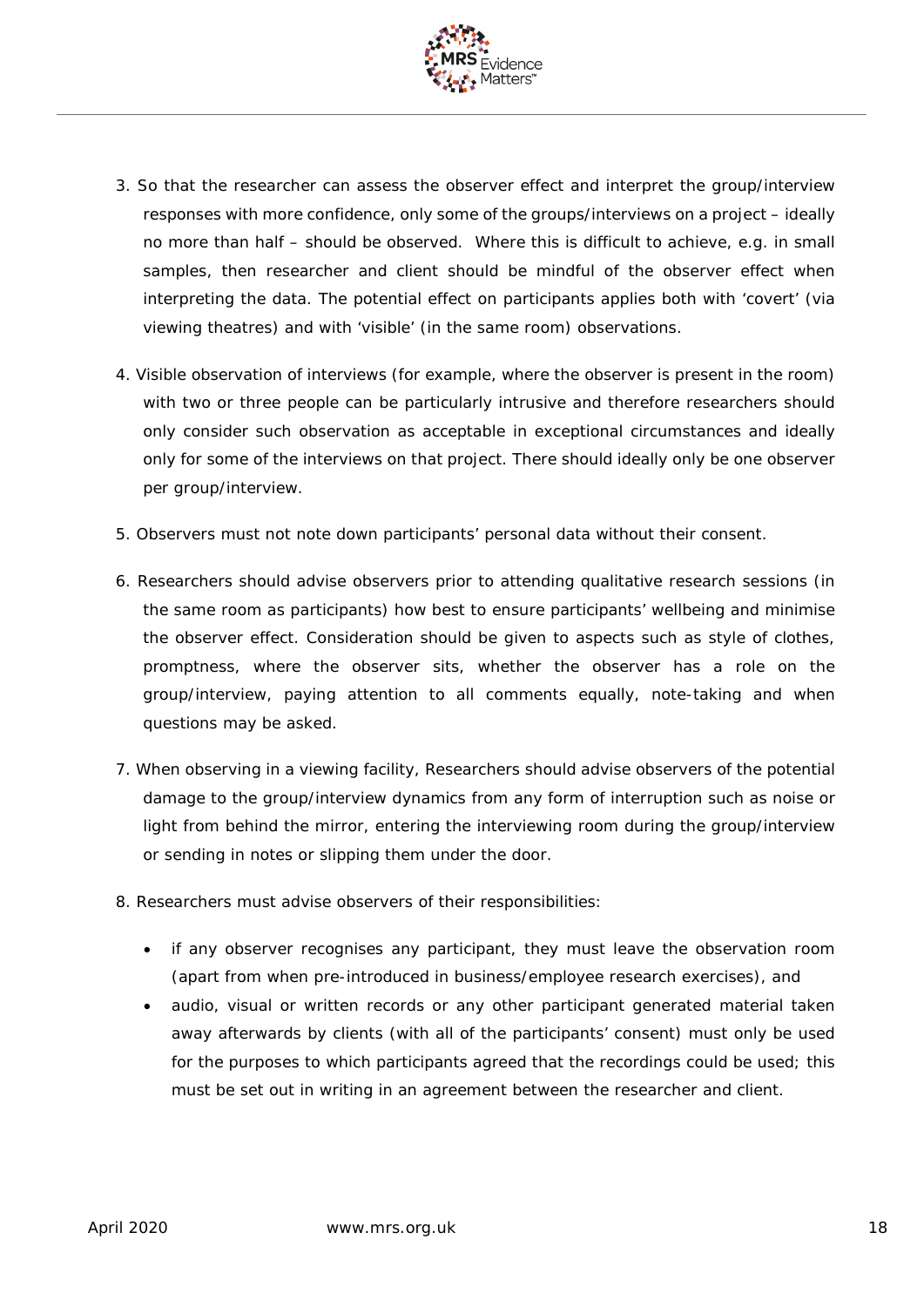3. So that the researcher can assess the observer effect and interpret the group/interview responses with more confidence, only some of the groups/interviews on a project – ideally no more than half – should be observed. Where this is difficult to achieve, e.g. in small samples, then researcher and client should be mindful of the observer effect when interpreting the data. The potential effect on participants applies both with 'covert' (via viewing theatres) and with 'visible' (in the same room) observations.

4. Visible observation of interviews (for example, where the observer is present in the room) with two or three people can be particularly intrusive and therefore researchers should only consider such observation as acceptable in exceptional circumstances and ideally only for some of the interviews on that project. There should ideally only be one observer per group/interview.

5. Observers must not note down participants' personal data without their consent.

6. Researchers should advise observers prior to attending qualitative research sessions (in the same room as participants) how best to ensure participants' wellbeing and minimise the observer effect. Consideration should be given to aspects such as style of clothes, promptness, where the observer sits, whether the observer has a role on the group/interview, paying attention to all comments equally, note-taking and when questions may be asked.

7. When observing in a viewing facility, Researchers should advise observers of the potential damage to the group/interview dynamics from any form of interruption such as noise or light from behind the mirror, entering the interviewing room during the group/interview or sending in notes or slipping them under the door.

8. Researchers must advise observers of their responsibilities:

   - if any observer recognises any participant, they must leave the observation room (apart from when pre-introduced in business/employee research exercises), and
   - audio, visual or written records or any other participant generated material taken away afterwards by clients (with all of the participants' consent) must only be used for the purposes to which participants agreed that the recordings could be used; this must be set out in writing in an agreement between the researcher and client.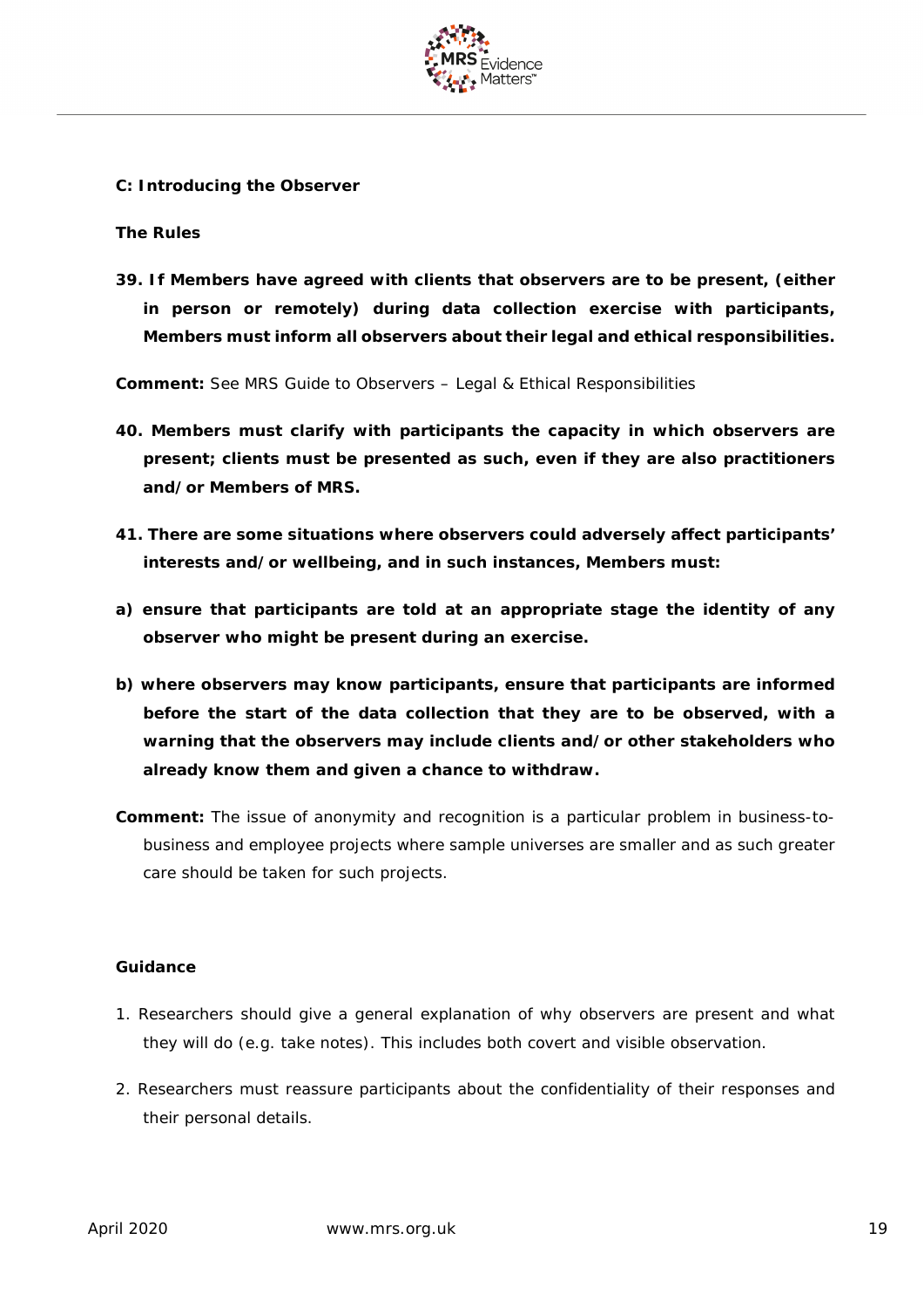**C: Introducing the Observer**

**The Rules**

**39. If Members have agreed with clients that observers are to be present, (either in person or remotely) during data collection exercise with participants, Members must inform all observers about their legal and ethical responsibilities.**

**Comment:** See MRS Guide to Observers – Legal & Ethical Responsibilities

**40. Members must clarify with participants the capacity in which observers are present; clients must be presented as such, even if they are also practitioners and/or Members of MRS.**

**41. There are some situations where observers could adversely affect participants' interests and/or wellbeing, and in such instances, Members must:**

**a) ensure that participants are told at an appropriate stage the identity of any observer who might be present during an exercise.**

**b) where observers may know participants, ensure that participants are informed before the start of the data collection that they are to be observed, with a warning that the observers may include clients and/or other stakeholders who already know them and given a chance to withdraw.**

**Comment:** The issue of anonymity and recognition is a particular problem in business-to-business and employee projects where sample universes are smaller and as such greater care should be taken for such projects.

**Guidance**

1. Researchers should give a general explanation of why observers are present and what they will do (e.g. take notes). This includes both covert and visible observation.

2. Researchers must reassure participants about the confidentiality of their responses and their personal details.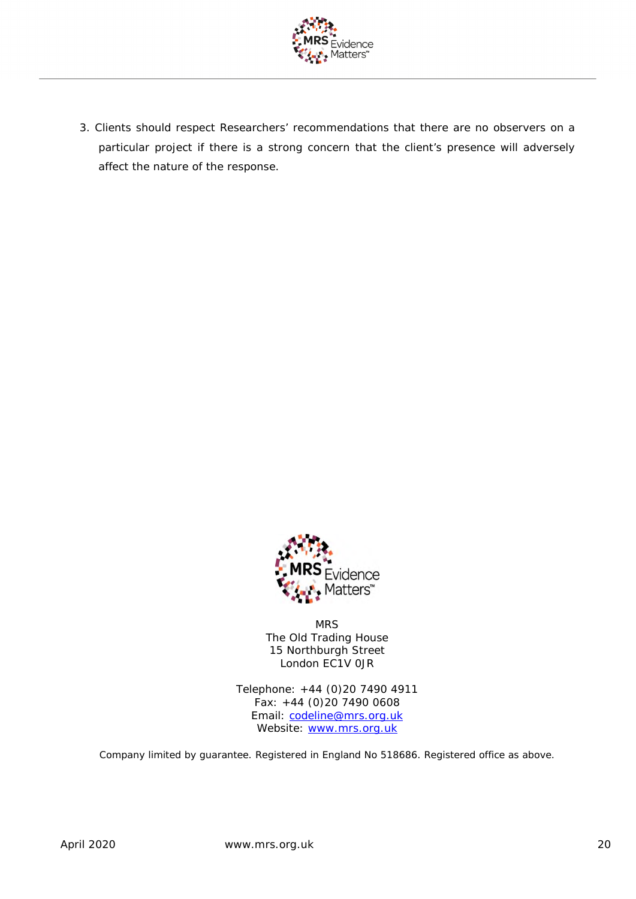3. Clients should respect Researchers' recommendations that there are no observers on a particular project if there is a strong concern that the client's presence will adversely affect the nature of the response.

MRS
The Old Trading House
15 Northburgh Street
London EC1V 0JR

Telephone: +44 (0)20 7490 4911
Fax: +44 (0)20 7490 0608
Email: codeline@mrs.org.uk
Website: www.mrs.org.uk

Company limited by guarantee. Registered in England No 518686. Registered office as above.